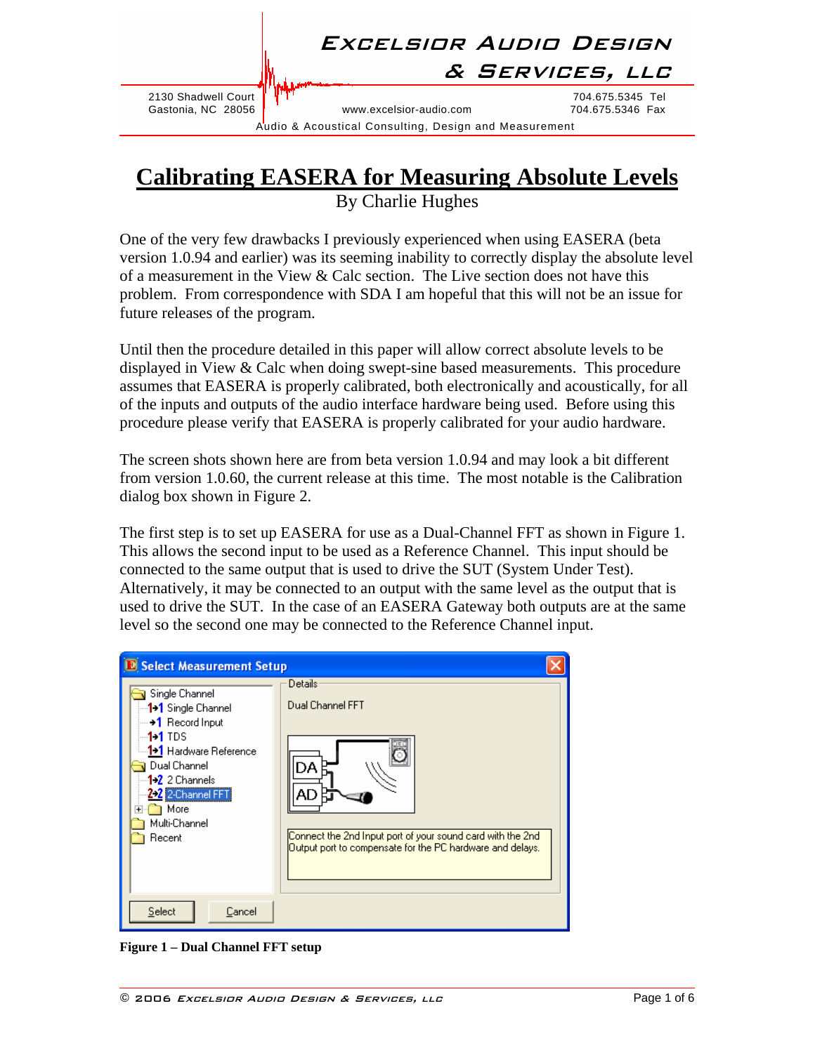Excelsior Audio Design & Services, LLC

2130 Shadwell Court
Gastonia, NC 28056

www.excelsior-audio.com

704.675.5345 Tel
704.675.5346 Fax

Audio & Acoustical Consulting, Design and Measurement

# Calibrating EASERA for Measuring Absolute Levels

By Charlie Hughes

One of the very few drawbacks I previously experienced when using EASERA (beta version 1.0.94 and earlier) was its seeming inability to correctly display the absolute level of a measurement in the View & Calc section. The Live section does not have this problem. From correspondence with SDA I am hopeful that this will not be an issue for future releases of the program.

Until then the procedure detailed in this paper will allow correct absolute levels to be displayed in View & Calc when doing swept-sine based measurements. This procedure assumes that EASERA is properly calibrated, both electronically and acoustically, for all of the inputs and outputs of the audio interface hardware being used. Before using this procedure please verify that EASERA is properly calibrated for your audio hardware.

The screen shots shown here are from beta version 1.0.94 and may look a bit different from version 1.0.60, the current release at this time. The most notable is the Calibration dialog box shown in Figure 2.

The first step is to set up EASERA for use as a Dual-Channel FFT as shown in Figure 1. This allows the second input to be used as a Reference Channel. This input should be connected to the same output that is used to drive the SUT (System Under Test). Alternatively, it may be connected to an output with the same level as the output that is used to drive the SUT. In the case of an EASERA Gateway both outputs are at the same level so the second one may be connected to the Reference Channel input.

**Figure 1 – Dual Channel FFT setup**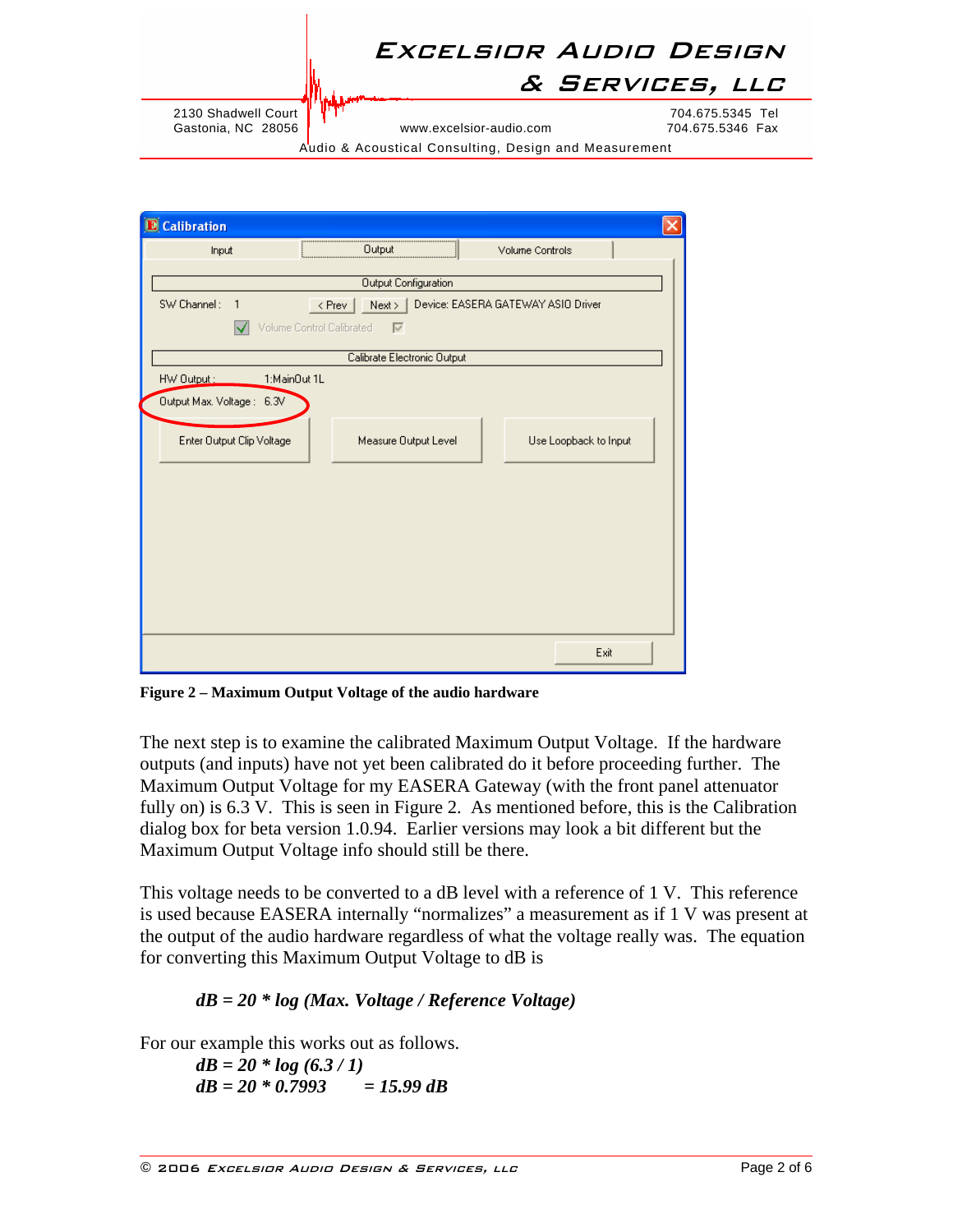**Figure 2 – Maximum Output Voltage of the audio hardware**

The next step is to examine the calibrated Maximum Output Voltage. If the hardware outputs (and inputs) have not yet been calibrated do it before proceeding further. The Maximum Output Voltage for my EASERA Gateway (with the front panel attenuator fully on) is 6.3 V. This is seen in Figure 2. As mentioned before, this is the Calibration dialog box for beta version 1.0.94. Earlier versions may look a bit different but the Maximum Output Voltage info should still be there.

This voltage needs to be converted to a dB level with a reference of 1 V. This reference is used because EASERA internally "normalizes" a measurement as if 1 V was present at the output of the audio hardware regardless of what the voltage really was. The equation for converting this Maximum Output Voltage to dB is

$$dB = 20 * \log(\text{Max. Voltage} / \text{Reference Voltage})$$

For our example this works out as follows.

$$dB = 20 * \log(6.3 / 1)$$

$$dB = 20 * 0.7993 \quad = 15.99\ dB$$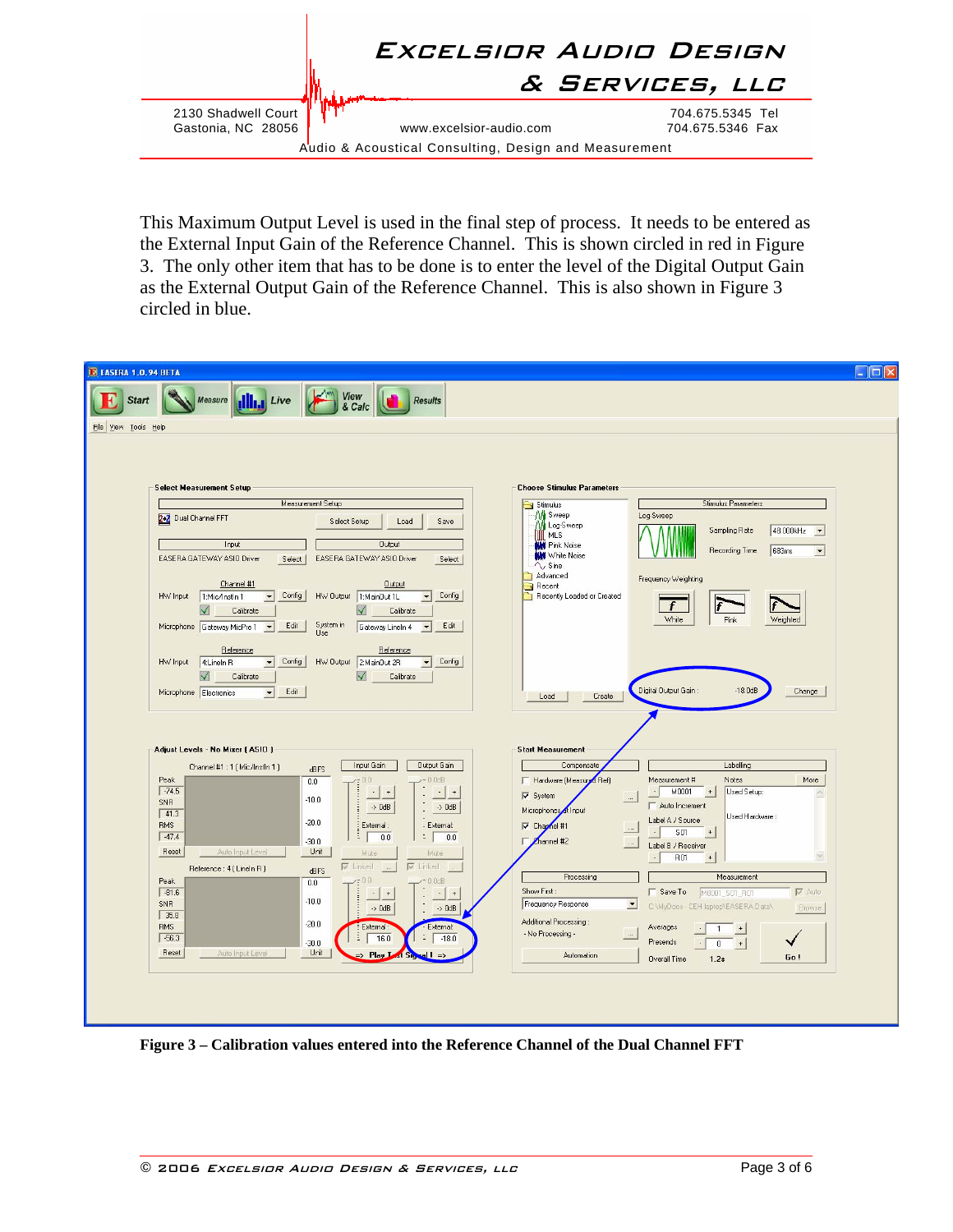This Maximum Output Level is used in the final step of process. It needs to be entered as the External Input Gain of the Reference Channel. This is shown circled in red in Figure 3. The only other item that has to be done is to enter the level of the Digital Output Gain as the External Output Gain of the Reference Channel. This is also shown in Figure 3 circled in blue.

**Figure 3 – Calibration values entered into the Reference Channel of the Dual Channel FFT**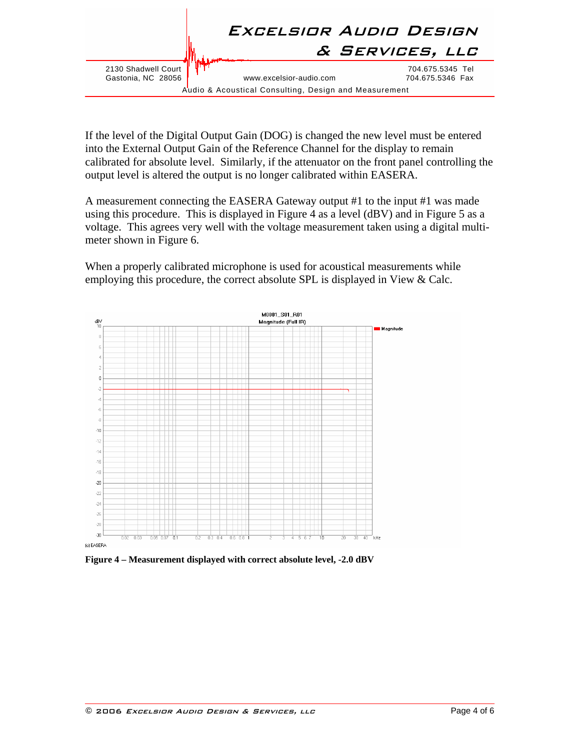If the level of the Digital Output Gain (DOG) is changed the new level must be entered into the External Output Gain of the Reference Channel for the display to remain calibrated for absolute level. Similarly, if the attenuator on the front panel controlling the output level is altered the output is no longer calibrated within EASERA.

A measurement connecting the EASERA Gateway output #1 to the input #1 was made using this procedure. This is displayed in Figure 4 as a level (dBV) and in Figure 5 as a voltage. This agrees very well with the voltage measurement taken using a digital multi-meter shown in Figure 6.

When a properly calibrated microphone is used for acoustical measurements while employing this procedure, the correct absolute SPL is displayed in View & Calc.

**Figure 4 – Measurement displayed with correct absolute level, -2.0 dBV**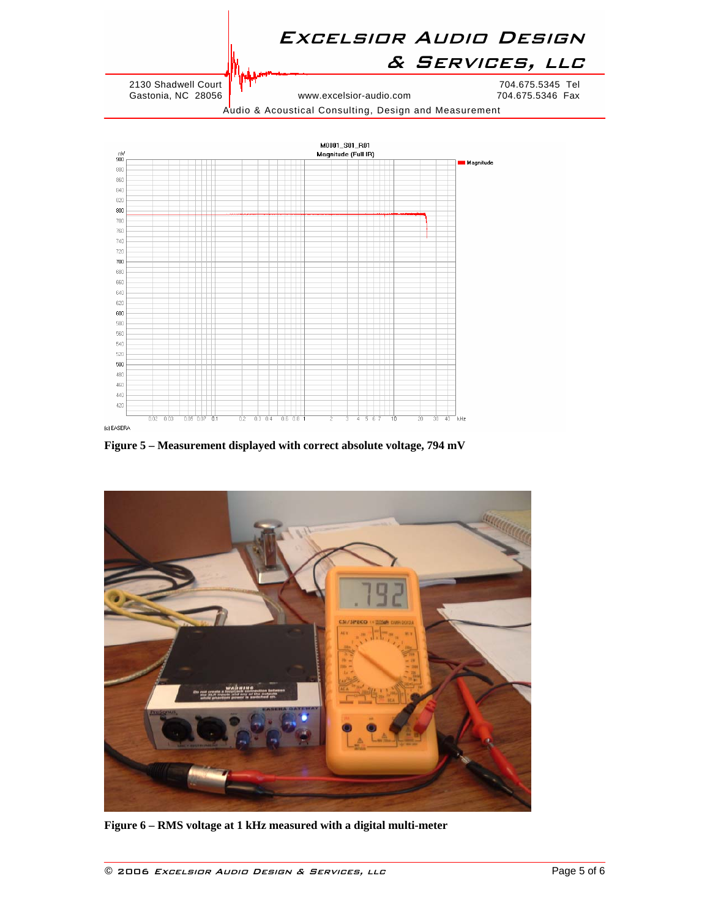Figure 5 – Measurement displayed with correct absolute voltage, 794 mV

Figure 6 – RMS voltage at 1 kHz measured with a digital multi-meter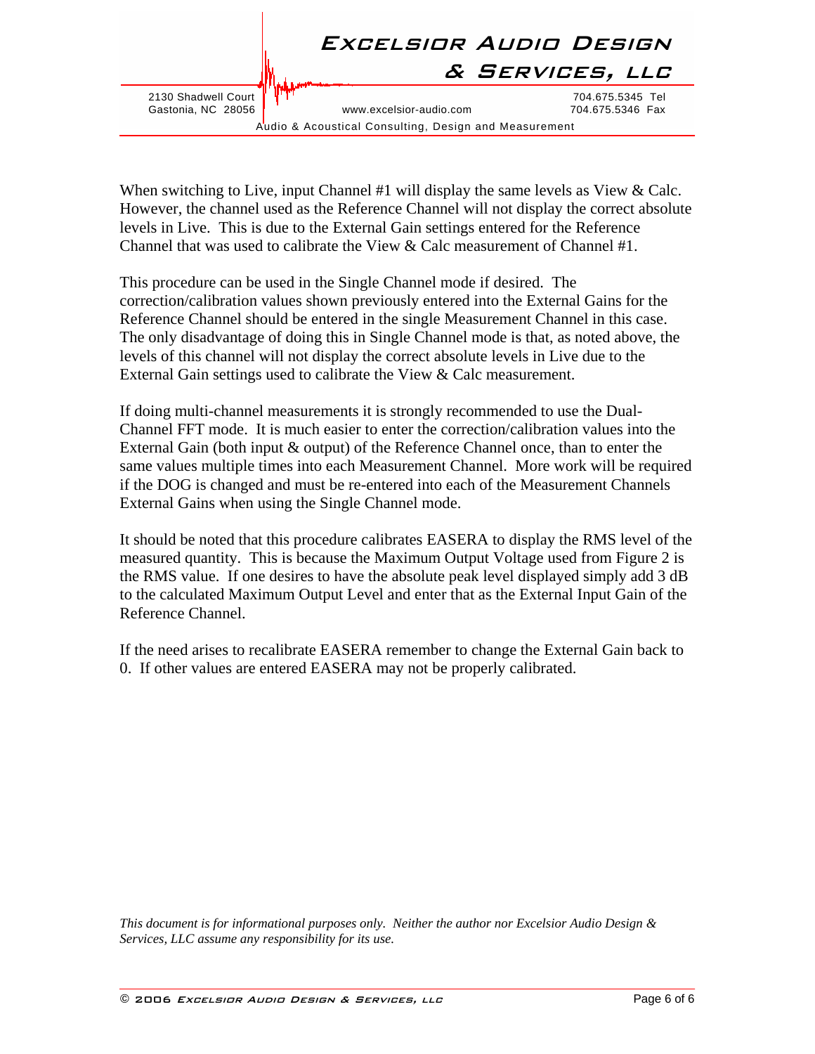When switching to Live, input Channel #1 will display the same levels as View & Calc. However, the channel used as the Reference Channel will not display the correct absolute levels in Live. This is due to the External Gain settings entered for the Reference Channel that was used to calibrate the View & Calc measurement of Channel #1.

This procedure can be used in the Single Channel mode if desired. The correction/calibration values shown previously entered into the External Gains for the Reference Channel should be entered in the single Measurement Channel in this case. The only disadvantage of doing this in Single Channel mode is that, as noted above, the levels of this channel will not display the correct absolute levels in Live due to the External Gain settings used to calibrate the View & Calc measurement.

If doing multi-channel measurements it is strongly recommended to use the Dual-Channel FFT mode. It is much easier to enter the correction/calibration values into the External Gain (both input & output) of the Reference Channel once, than to enter the same values multiple times into each Measurement Channel. More work will be required if the DOG is changed and must be re-entered into each of the Measurement Channels External Gains when using the Single Channel mode.

It should be noted that this procedure calibrates EASERA to display the RMS level of the measured quantity. This is because the Maximum Output Voltage used from Figure 2 is the RMS value. If one desires to have the absolute peak level displayed simply add 3 dB to the calculated Maximum Output Level and enter that as the External Input Gain of the Reference Channel.

If the need arises to recalibrate EASERA remember to change the External Gain back to 0. If other values are entered EASERA may not be properly calibrated.

*This document is for informational purposes only. Neither the author nor Excelsior Audio Design & Services, LLC assume any responsibility for its use.*